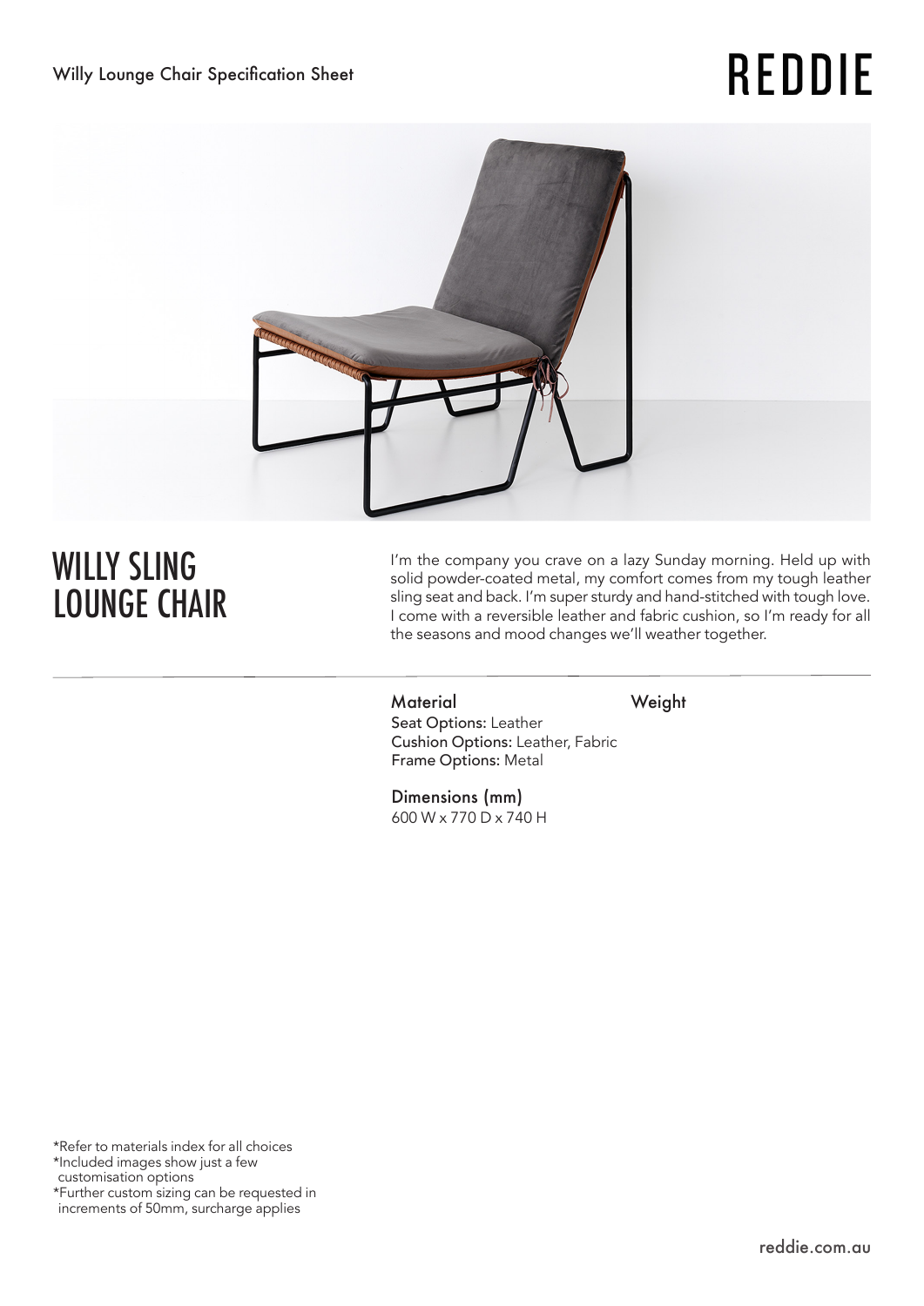Willy Lounge Chair Specification Sheet

# REDDIE

# WILLY SLING LOUNGE CHAIR

I'm the company you crave on a lazy Sunday morning. Held up with solid powder-coated metal, my comfort comes from my tough leather sling seat and back. I'm super sturdy and hand-stitched with tough love. I come with a reversible leather and fabric cushion, so I'm ready for all the seasons and mood changes we'll weather together.

---

**Material**

Seat Options: Leather
Cushion Options: Leather, Fabric
Frame Options: Metal

**Weight**

**Dimensions (mm)**

600 W x 770 D x 740 H

*Refer to materials index for all choices
*Included images show just a few customisation options
*Further custom sizing can be requested in increments of 50mm, surcharge applies

reddie.com.au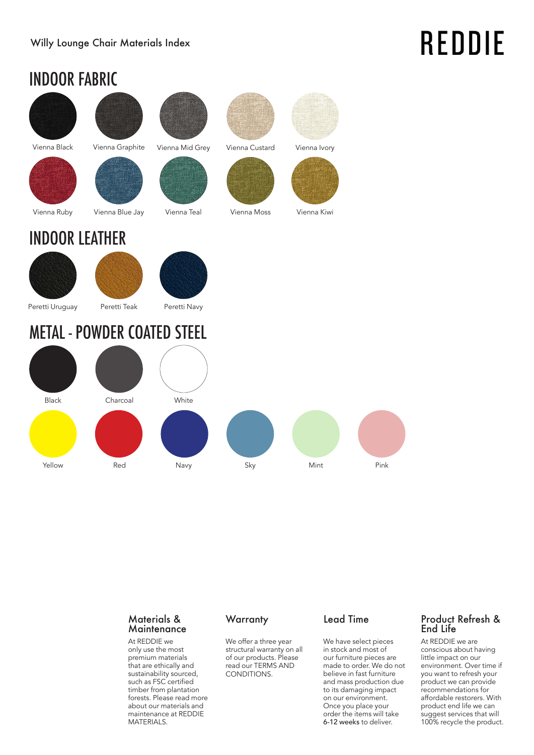Willy Lounge Chair Materials Index

# REDDIE

## INDOOR FABRIC

Vienna Black
Vienna Graphite
Vienna Mid Grey
Vienna Custard
Vienna Ivory
Vienna Ruby
Vienna Blue Jay
Vienna Teal
Vienna Moss
Vienna Kiwi

## INDOOR LEATHER

Peretti Uruguay
Peretti Teak
Peretti Navy

## METAL - POWDER COATED STEEL

Black
Charcoal
White
Yellow
Red
Navy
Sky
Mint
Pink

### Materials & Maintenance

At REDDIE we only use the most premium materials that are ethically and sustainability sourced, such as FSC certified timber from plantation forests. Please read more about our materials and maintenance at REDDIE MATERIALS.

### Warranty

We offer a three year structural warranty on all of our products. Please read our TERMS AND CONDITIONS.

### Lead Time

We have select pieces in stock and most of our furniture pieces are made to order. We do not believe in fast furniture and mass production due to its damaging impact on our environment. Once you place your order the items will take 6-12 weeks to deliver.

### Product Refresh & End Life

At REDDIE we are conscious about having little impact on our environment. Over time if you want to refresh your product we can provide recommendations for affordable restorers. With product end life we can suggest services that will 100% recycle the product.